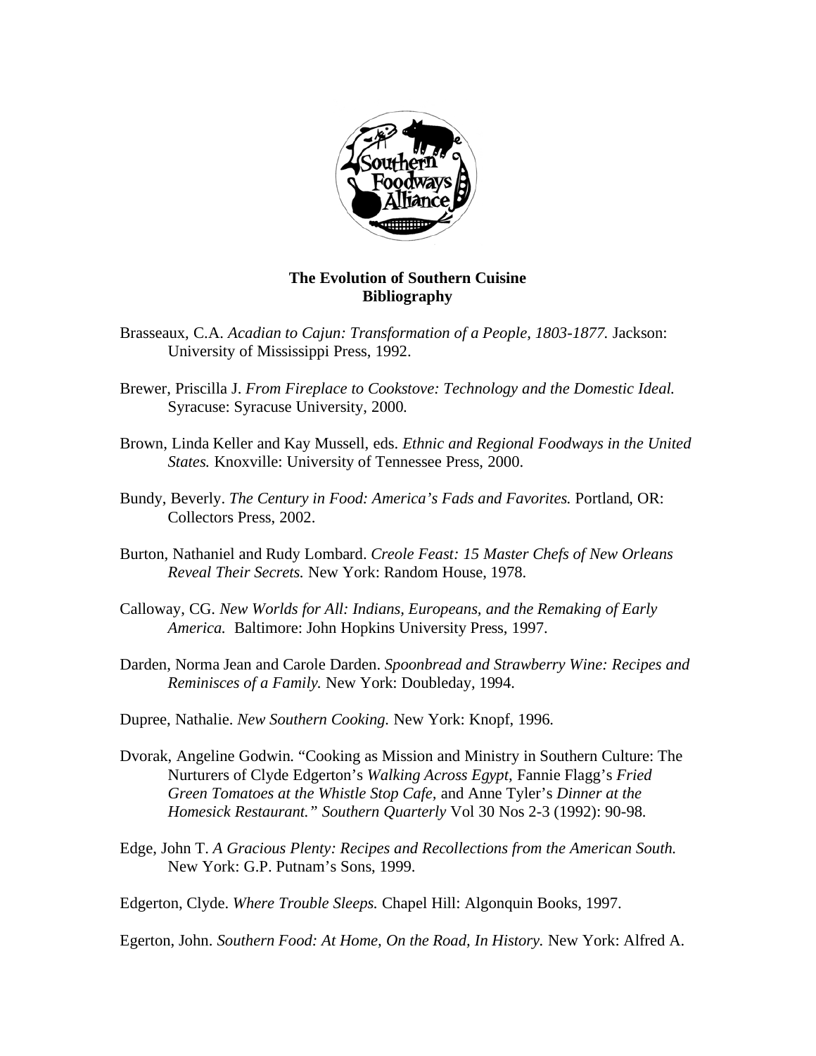**The Evolution of Southern Cuisine**
**Bibliography**

Brasseaux, C.A. *Acadian to Cajun: Transformation of a People, 1803-1877.* Jackson: University of Mississippi Press, 1992.

Brewer, Priscilla J. *From Fireplace to Cookstove: Technology and the Domestic Ideal.* Syracuse: Syracuse University, 2000.

Brown, Linda Keller and Kay Mussell, eds. *Ethnic and Regional Foodways in the United States.* Knoxville: University of Tennessee Press, 2000.

Bundy, Beverly. *The Century in Food: America's Fads and Favorites.* Portland, OR: Collectors Press, 2002.

Burton, Nathaniel and Rudy Lombard. *Creole Feast: 15 Master Chefs of New Orleans Reveal Their Secrets.* New York: Random House, 1978.

Calloway, CG. *New Worlds for All: Indians, Europeans, and the Remaking of Early America.* Baltimore: John Hopkins University Press, 1997.

Darden, Norma Jean and Carole Darden. *Spoonbread and Strawberry Wine: Recipes and Reminisces of a Family.* New York: Doubleday, 1994.

Dupree, Nathalie. *New Southern Cooking.* New York: Knopf, 1996.

Dvorak, Angeline Godwin. "Cooking as Mission and Ministry in Southern Culture: The Nurturers of Clyde Edgerton's *Walking Across Egypt,* Fannie Flagg's *Fried Green Tomatoes at the Whistle Stop Cafe,* and Anne Tyler's *Dinner at the Homesick Restaurant." Southern Quarterly* Vol 30 Nos 2-3 (1992): 90-98.

Edge, John T. *A Gracious Plenty: Recipes and Recollections from the American South.* New York: G.P. Putnam's Sons, 1999.

Edgerton, Clyde. *Where Trouble Sleeps.* Chapel Hill: Algonquin Books, 1997.

Egerton, John. *Southern Food: At Home, On the Road, In History.* New York: Alfred A.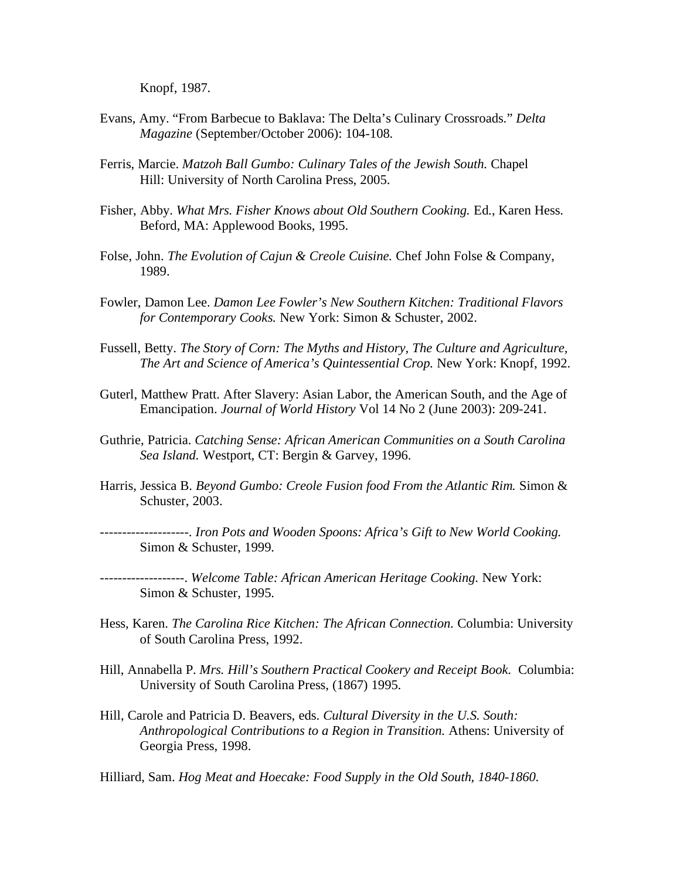Knopf, 1987.

Evans, Amy. “From Barbecue to Baklava: The Delta’s Culinary Crossroads.” *Delta Magazine* (September/October 2006): 104-108.

Ferris, Marcie. *Matzoh Ball Gumbo: Culinary Tales of the Jewish South.* Chapel Hill: University of North Carolina Press, 2005.

Fisher, Abby. *What Mrs. Fisher Knows about Old Southern Cooking.* Ed., Karen Hess. Beford, MA: Applewood Books, 1995.

Folse, John. *The Evolution of Cajun & Creole Cuisine.* Chef John Folse & Company, 1989.

Fowler, Damon Lee. *Damon Lee Fowler’s New Southern Kitchen: Traditional Flavors for Contemporary Cooks.* New York: Simon & Schuster, 2002.

Fussell, Betty. *The Story of Corn: The Myths and History, The Culture and Agriculture, The Art and Science of America’s Quintessential Crop.* New York: Knopf, 1992.

Guterl, Matthew Pratt. After Slavery: Asian Labor, the American South, and the Age of Emancipation. *Journal of World History* Vol 14 No 2 (June 2003): 209-241.

Guthrie, Patricia. *Catching Sense: African American Communities on a South Carolina Sea Island.* Westport, CT: Bergin & Garvey, 1996.

Harris, Jessica B. *Beyond Gumbo: Creole Fusion food From the Atlantic Rim.* Simon & Schuster, 2003.

--------------------. *Iron Pots and Wooden Spoons: Africa’s Gift to New World Cooking.* Simon & Schuster, 1999.

-------------------. *Welcome Table: African American Heritage Cooking.* New York: Simon & Schuster, 1995.

Hess, Karen. *The Carolina Rice Kitchen: The African Connection.* Columbia: University of South Carolina Press, 1992.

Hill, Annabella P. *Mrs. Hill’s Southern Practical Cookery and Receipt Book.* Columbia: University of South Carolina Press, (1867) 1995.

Hill, Carole and Patricia D. Beavers, eds. *Cultural Diversity in the U.S. South: Anthropological Contributions to a Region in Transition.* Athens: University of Georgia Press, 1998.

Hilliard, Sam. *Hog Meat and Hoecake: Food Supply in the Old South, 1840-1860.*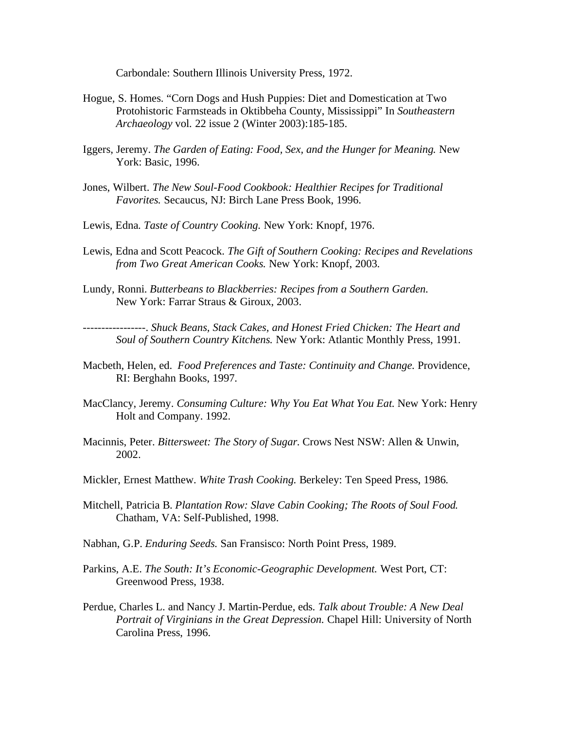Carbondale: Southern Illinois University Press, 1972.

Hogue, S. Homes. "Corn Dogs and Hush Puppies: Diet and Domestication at Two Protohistoric Farmsteads in Oktibbeha County, Mississippi" In *Southeastern Archaeology* vol. 22 issue 2 (Winter 2003):185-185.

Iggers, Jeremy. *The Garden of Eating: Food, Sex, and the Hunger for Meaning.* New York: Basic, 1996.

Jones, Wilbert. *The New Soul-Food Cookbook: Healthier Recipes for Traditional Favorites.* Secaucus, NJ: Birch Lane Press Book, 1996.

Lewis, Edna. *Taste of Country Cooking.* New York: Knopf, 1976.

Lewis, Edna and Scott Peacock. *The Gift of Southern Cooking: Recipes and Revelations from Two Great American Cooks.* New York: Knopf, 2003.

Lundy, Ronni. *Butterbeans to Blackberries: Recipes from a Southern Garden.* New York: Farrar Straus & Giroux, 2003.

-----------------. *Shuck Beans, Stack Cakes, and Honest Fried Chicken: The Heart and Soul of Southern Country Kitchens.* New York: Atlantic Monthly Press, 1991.

Macbeth, Helen, ed. *Food Preferences and Taste: Continuity and Change.* Providence, RI: Berghahn Books, 1997.

MacClancy, Jeremy. *Consuming Culture: Why You Eat What You Eat.* New York: Henry Holt and Company. 1992.

Macinnis, Peter. *Bittersweet: The Story of Sugar.* Crows Nest NSW: Allen & Unwin, 2002.

Mickler, Ernest Matthew. *White Trash Cooking.* Berkeley: Ten Speed Press, 1986.

Mitchell, Patricia B. *Plantation Row: Slave Cabin Cooking; The Roots of Soul Food.* Chatham, VA: Self-Published, 1998.

Nabhan, G.P. *Enduring Seeds.* San Fransisco: North Point Press, 1989.

Parkins, A.E. *The South: It's Economic-Geographic Development.* West Port, CT: Greenwood Press, 1938.

Perdue, Charles L. and Nancy J. Martin-Perdue, eds. *Talk about Trouble: A New Deal Portrait of Virginians in the Great Depression.* Chapel Hill: University of North Carolina Press, 1996.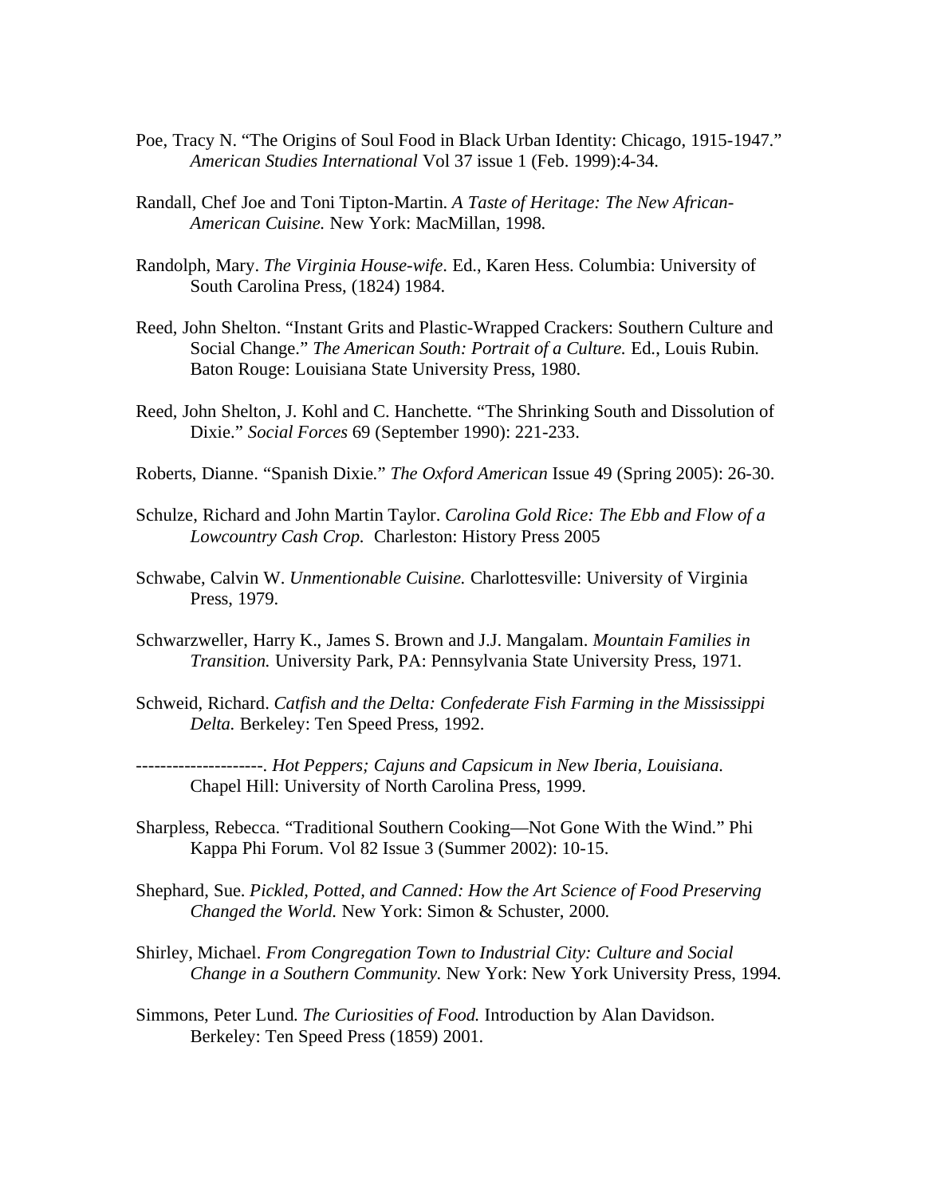Poe, Tracy N. "The Origins of Soul Food in Black Urban Identity: Chicago, 1915-1947." *American Studies International* Vol 37 issue 1 (Feb. 1999):4-34.

Randall, Chef Joe and Toni Tipton-Martin. *A Taste of Heritage: The New African-American Cuisine.* New York: MacMillan, 1998.

Randolph, Mary. *The Virginia House-wife*. Ed., Karen Hess. Columbia: University of South Carolina Press, (1824) 1984.

Reed, John Shelton. "Instant Grits and Plastic-Wrapped Crackers: Southern Culture and Social Change." *The American South: Portrait of a Culture.* Ed., Louis Rubin. Baton Rouge: Louisiana State University Press, 1980.

Reed, John Shelton, J. Kohl and C. Hanchette. "The Shrinking South and Dissolution of Dixie." *Social Forces* 69 (September 1990): 221-233.

Roberts, Dianne. "Spanish Dixie." *The Oxford American* Issue 49 (Spring 2005): 26-30.

Schulze, Richard and John Martin Taylor. *Carolina Gold Rice: The Ebb and Flow of a Lowcountry Cash Crop.* Charleston: History Press 2005

Schwabe, Calvin W. *Unmentionable Cuisine.* Charlottesville: University of Virginia Press, 1979.

Schwarzweller, Harry K., James S. Brown and J.J. Mangalam. *Mountain Families in Transition.* University Park, PA: Pennsylvania State University Press, 1971.

Schweid, Richard. *Catfish and the Delta: Confederate Fish Farming in the Mississippi Delta.* Berkeley: Ten Speed Press, 1992.

---------------------. *Hot Peppers; Cajuns and Capsicum in New Iberia, Louisiana.* Chapel Hill: University of North Carolina Press, 1999.

Sharpless, Rebecca. "Traditional Southern Cooking—Not Gone With the Wind." Phi Kappa Phi Forum. Vol 82 Issue 3 (Summer 2002): 10-15.

Shephard, Sue. *Pickled, Potted, and Canned: How the Art Science of Food Preserving Changed the World.* New York: Simon & Schuster, 2000.

Shirley, Michael. *From Congregation Town to Industrial City: Culture and Social Change in a Southern Community.* New York: New York University Press, 1994.

Simmons, Peter Lund. *The Curiosities of Food.* Introduction by Alan Davidson. Berkeley: Ten Speed Press (1859) 2001.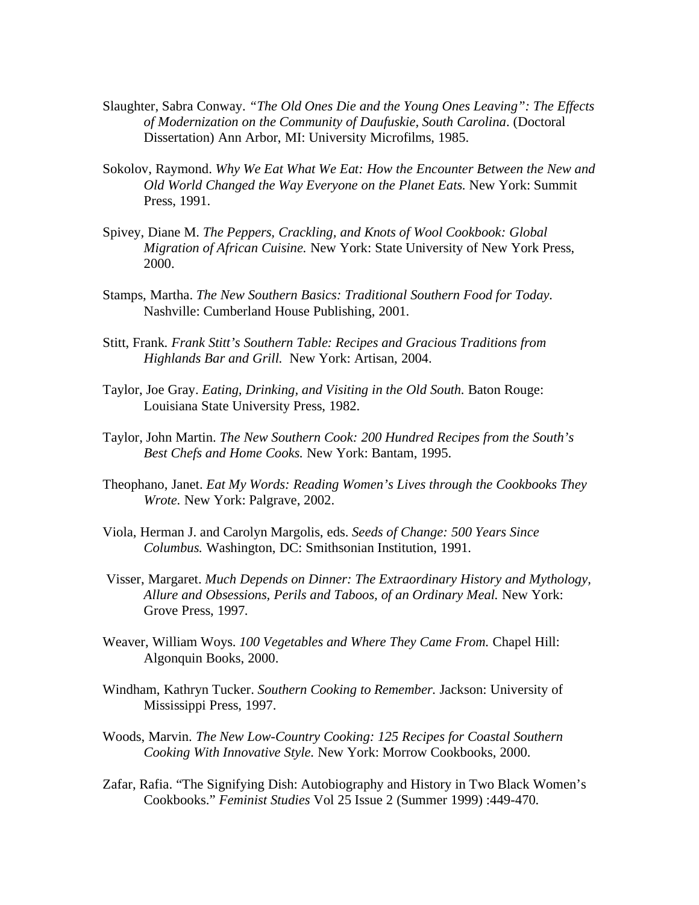Slaughter, Sabra Conway. *"The Old Ones Die and the Young Ones Leaving": The Effects of Modernization on the Community of Daufuskie, South Carolina*. (Doctoral Dissertation) Ann Arbor, MI: University Microfilms, 1985.

Sokolov, Raymond. *Why We Eat What We Eat: How the Encounter Between the New and Old World Changed the Way Everyone on the Planet Eats.* New York: Summit Press, 1991.

Spivey, Diane M. *The Peppers, Crackling, and Knots of Wool Cookbook: Global Migration of African Cuisine.* New York: State University of New York Press, 2000.

Stamps, Martha. *The New Southern Basics: Traditional Southern Food for Today.* Nashville: Cumberland House Publishing, 2001.

Stitt, Frank. *Frank Stitt's Southern Table: Recipes and Gracious Traditions from Highlands Bar and Grill.* New York: Artisan, 2004.

Taylor, Joe Gray. *Eating, Drinking, and Visiting in the Old South.* Baton Rouge: Louisiana State University Press, 1982.

Taylor, John Martin. *The New Southern Cook: 200 Hundred Recipes from the South's Best Chefs and Home Cooks.* New York: Bantam, 1995.

Theophano, Janet. *Eat My Words: Reading Women's Lives through the Cookbooks They Wrote.* New York: Palgrave, 2002.

Viola, Herman J. and Carolyn Margolis, eds. *Seeds of Change: 500 Years Since Columbus.* Washington, DC: Smithsonian Institution, 1991.

Visser, Margaret. *Much Depends on Dinner: The Extraordinary History and Mythology, Allure and Obsessions, Perils and Taboos, of an Ordinary Meal.* New York: Grove Press, 1997.

Weaver, William Woys. *100 Vegetables and Where They Came From.* Chapel Hill: Algonquin Books, 2000.

Windham, Kathryn Tucker. *Southern Cooking to Remember.* Jackson: University of Mississippi Press, 1997.

Woods, Marvin. *The New Low-Country Cooking: 125 Recipes for Coastal Southern Cooking With Innovative Style.* New York: Morrow Cookbooks, 2000.

Zafar, Rafia. "The Signifying Dish: Autobiography and History in Two Black Women's Cookbooks." *Feminist Studies* Vol 25 Issue 2 (Summer 1999) :449-470.